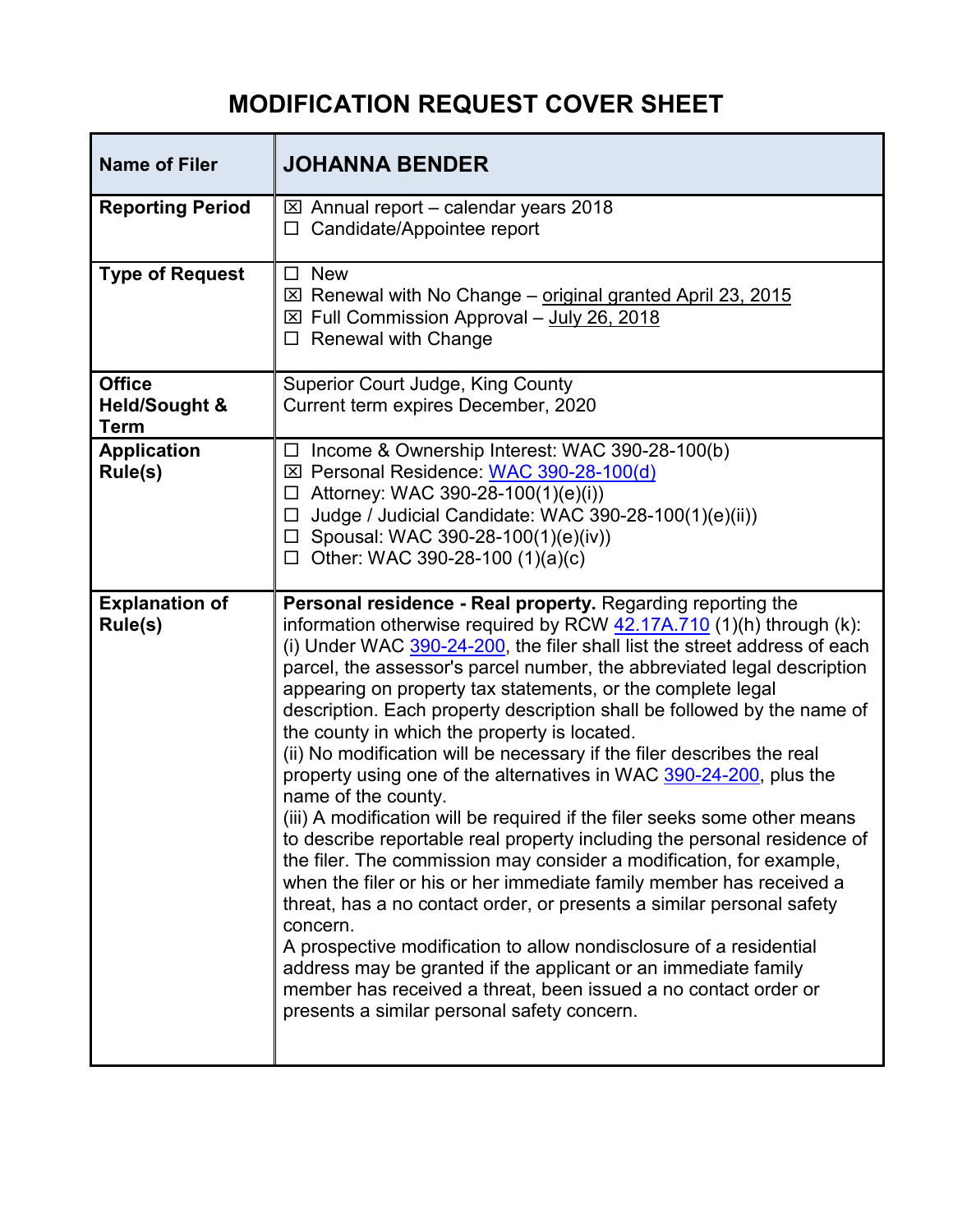# MODIFICATION REQUEST COVER SHEET

| **Name of Filer** | **JOHANNA BENDER** |
|---|---|
| **Reporting Period** | ☒ Annual report – calendar years 2018<br>☐ Candidate/Appointee report |
| **Type of Request** | ☐ New<br>☒ Renewal with No Change – original granted April 23, 2015<br>☒ Full Commission Approval – July 26, 2018<br>☐ Renewal with Change |
| **Office Held/Sought & Term** | Superior Court Judge, King County<br>Current term expires December, 2020 |
| **Application Rule(s)** | ☐ Income & Ownership Interest: WAC 390-28-100(b)<br>☒ Personal Residence: WAC 390-28-100(d)<br>☐ Attorney: WAC 390-28-100(1)(e)(i))<br>☐ Judge / Judicial Candidate: WAC 390-28-100(1)(e)(ii))<br>☐ Spousal: WAC 390-28-100(1)(e)(iv))<br>☐ Other: WAC 390-28-100 (1)(a)(c) |
| **Explanation of Rule(s)** | **Personal residence - Real property.** Regarding reporting the information otherwise required by RCW 42.17A.710 (1)(h) through (k): (i) Under WAC 390-24-200, the filer shall list the street address of each parcel, the assessor's parcel number, the abbreviated legal description appearing on property tax statements, or the complete legal description. Each property description shall be followed by the name of the county in which the property is located.<br>(ii) No modification will be necessary if the filer describes the real property using one of the alternatives in WAC 390-24-200, plus the name of the county.<br>(iii) A modification will be required if the filer seeks some other means to describe reportable real property including the personal residence of the filer. The commission may consider a modification, for example, when the filer or his or her immediate family member has received a threat, has a no contact order, or presents a similar personal safety concern.<br>A prospective modification to allow nondisclosure of a residential address may be granted if the applicant or an immediate family member has received a threat, been issued a no contact order or presents a similar personal safety concern. |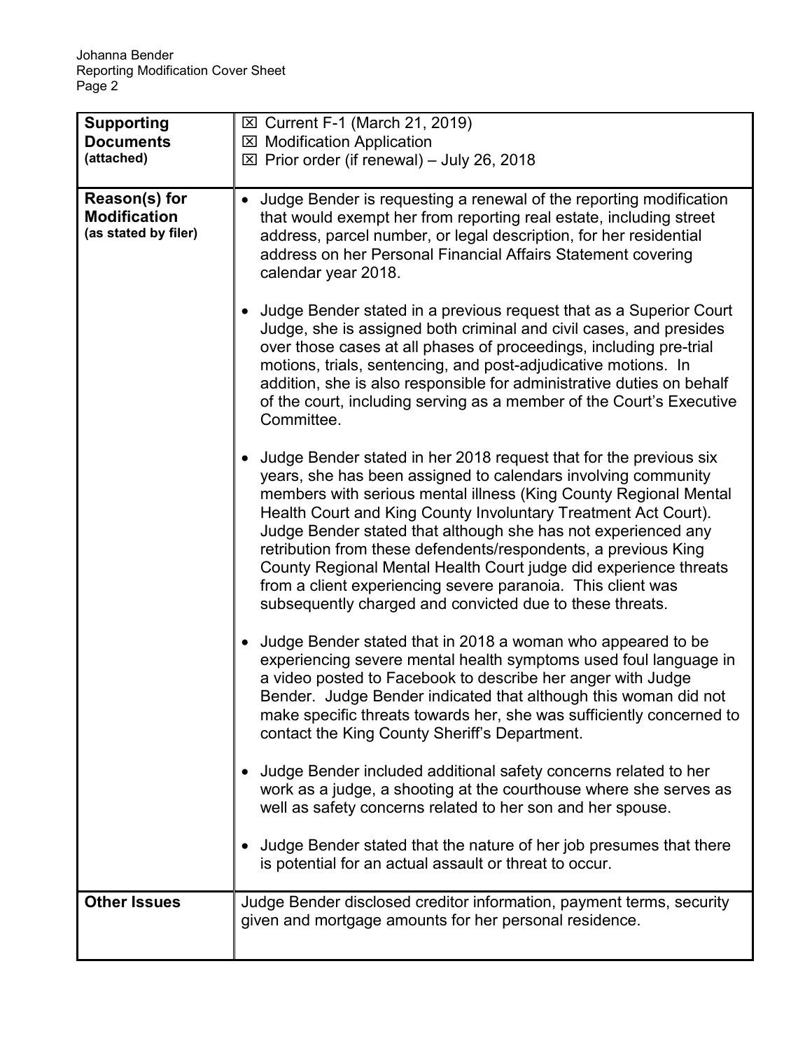| **Supporting Documents** (attached) | ☒ Current F-1 (March 21, 2019)<br>☒ Modification Application<br>☒ Prior order (if renewal) – July 26, 2018 |
|---|---|
| **Reason(s) for Modification** (as stated by filer) | • Judge Bender is requesting a renewal of the reporting modification that would exempt her from reporting real estate, including street address, parcel number, or legal description, for her residential address on her Personal Financial Affairs Statement covering calendar year 2018.<br><br>• Judge Bender stated in a previous request that as a Superior Court Judge, she is assigned both criminal and civil cases, and presides over those cases at all phases of proceedings, including pre-trial motions, trials, sentencing, and post-adjudicative motions. In addition, she is also responsible for administrative duties on behalf of the court, including serving as a member of the Court's Executive Committee.<br><br>• Judge Bender stated in her 2018 request that for the previous six years, she has been assigned to calendars involving community members with serious mental illness (King County Regional Mental Health Court and King County Involuntary Treatment Act Court). Judge Bender stated that although she has not experienced any retribution from these defendents/respondents, a previous King County Regional Mental Health Court judge did experience threats from a client experiencing severe paranoia. This client was subsequently charged and convicted due to these threats.<br><br>• Judge Bender stated that in 2018 a woman who appeared to be experiencing severe mental health symptoms used foul language in a video posted to Facebook to describe her anger with Judge Bender. Judge Bender indicated that although this woman did not make specific threats towards her, she was sufficiently concerned to contact the King County Sheriff's Department.<br><br>• Judge Bender included additional safety concerns related to her work as a judge, a shooting at the courthouse where she serves as well as safety concerns related to her son and her spouse.<br><br>• Judge Bender stated that the nature of her job presumes that there is potential for an actual assault or threat to occur. |
| **Other Issues** | Judge Bender disclosed creditor information, payment terms, security given and mortgage amounts for her personal residence. |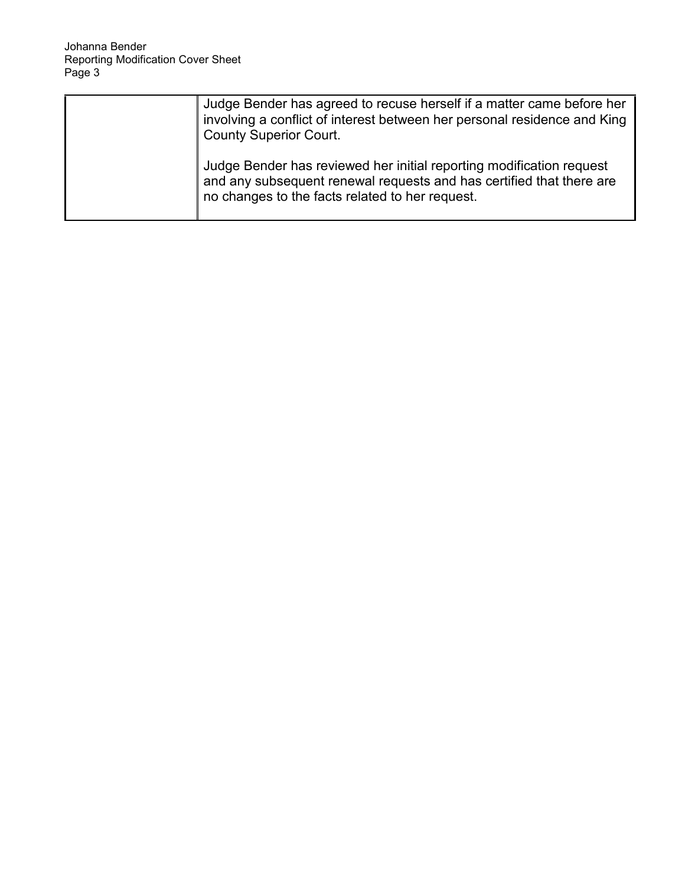| | |
|---|---|
| | Judge Bender has agreed to recuse herself if a matter came before her involving a conflict of interest between her personal residence and King County Superior Court.<br><br>Judge Bender has reviewed her initial reporting modification request and any subsequent renewal requests and has certified that there are no changes to the facts related to her request. |